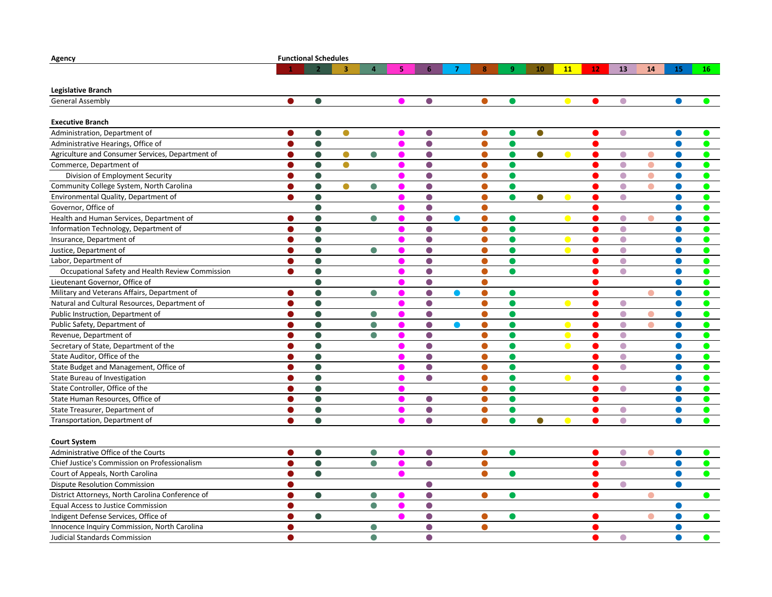| Agency | Functional Schedules | | | | | | | | | | | | | | | |
|---|---|---|---|---|---|---|---|---|---|---|---|---|---|---|---|---|
| | 1 | 2 | 3 | 4 | 5 | 6 | 7 | 8 | 9 | 10 | 11 | 12 | 13 | 14 | 15 | 16 |
| **Legislative Branch** | | | | | | | | | | | | | | | | |
| General Assembly | ● | ● | | | ● | ● | | ● | ● | | ● | ● | ● | | ● | ● |
| **Executive Branch** | | | | | | | | | | | | | | | | |
| Administration, Department of | ● | ● | ● | | ● | ● | | ● | ● | ● | | ● | ● | | ● | ● |
| Administrative Hearings, Office of | ● | ● | | | ● | ● | | ● | ● | | | ● | | | ● | ● |
| Agriculture and Consumer Services, Department of | ● | ● | ● | ● | ● | ● | | ● | ● | ● | ● | ● | ● | ● | ● | ● |
| Commerce, Department of | ● | ● | ● | | ● | ● | | ● | ● | | | ● | ● | ● | ● | ● |
| Division of Employment Security | ● | ● | | | ● | ● | | ● | ● | | | ● | ● | ● | ● | ● |
| Community College System, North Carolina | ● | ● | ● | ● | ● | ● | | ● | ● | | | ● | ● | ● | ● | ● |
| Environmental Quality, Department of | ● | ● | | | ● | ● | | ● | ● | ● | ● | ● | ● | | ● | ● |
| Governor, Office of | | ● | | | ● | ● | | ● | | | | ● | | | ● | ● |
| Health and Human Services, Department of | ● | ● | | ● | ● | ● | ● | ● | ● | | ● | ● | ● | ● | ● | ● |
| Information Technology, Department of | ● | ● | | | ● | ● | | ● | ● | | | ● | ● | | ● | ● |
| Insurance, Department of | ● | ● | | | ● | ● | | ● | ● | | ● | ● | ● | | ● | ● |
| Justice, Department of | ● | ● | | ● | ● | ● | | ● | ● | | ● | ● | ● | | ● | ● |
| Labor, Department of | ● | ● | | | ● | ● | | ● | ● | | | ● | ● | | ● | ● |
| Occupational Safety and Health Review Commission | ● | ● | | | ● | ● | | ● | ● | | | ● | ● | | ● | ● |
| Lieutenant Governor, Office of | | ● | | | ● | ● | | ● | | | | ● | | | ● | ● |
| Military and Veterans Affairs, Department of | ● | ● | | ● | ● | ● | ● | ● | ● | | | ● | | ● | ● | ● |
| Natural and Cultural Resources, Department of | ● | ● | | | ● | ● | | ● | ● | | ● | ● | ● | | ● | ● |
| Public Instruction, Department of | ● | ● | | ● | ● | ● | | ● | ● | | | ● | ● | ● | ● | ● |
| Public Safety, Department of | ● | ● | | ● | ● | ● | ● | ● | ● | | ● | ● | ● | ● | ● | ● |
| Revenue, Department of | ● | ● | | ● | ● | ● | | ● | ● | | ● | ● | ● | | ● | ● |
| Secretary of State, Department of the | ● | ● | | | ● | ● | | ● | ● | | ● | ● | ● | | ● | ● |
| State Auditor, Office of the | ● | ● | | | ● | ● | | ● | ● | | | ● | ● | | ● | ● |
| State Budget and Management, Office of | ● | ● | | | ● | ● | | ● | ● | | | ● | ● | | ● | ● |
| State Bureau of Investigation | ● | ● | | | ● | ● | | ● | ● | | ● | ● | | | ● | ● |
| State Controller, Office of the | ● | ● | | | ● | | | ● | ● | | | ● | ● | | ● | ● |
| State Human Resources, Office of | ● | ● | | | ● | ● | | ● | ● | | | ● | | | ● | ● |
| State Treasurer, Department of | ● | ● | | | ● | ● | | ● | ● | | | ● | ● | | ● | ● |
| Transportation, Department of | ● | ● | | | ● | ● | | ● | ● | ● | ● | ● | ● | | ● | ● |
| **Court System** | | | | | | | | | | | | | | | | |
| Administrative Office of the Courts | ● | ● | | ● | ● | ● | | ● | ● | | | ● | ● | ● | ● | ● |
| Chief Justice's Commission on Professionalism | ● | ● | | ● | ● | ● | | ● | | | | ● | ● | | ● | ● |
| Court of Appeals, North Carolina | ● | ● | | | ● | | | ● | ● | | | ● | | | ● | ● |
| Dispute Resolution Commission | ● | | | | | ● | | | | | | ● | ● | | ● | |
| District Attorneys, North Carolina Conference of | ● | ● | | ● | ● | ● | | ● | ● | | | ● | | ● | | ● |
| Equal Access to Justice Commission | ● | | | ● | ● | ● | | | | | | | | | ● | |
| Indigent Defense Services, Office of | ● | ● | | | ● | ● | | ● | ● | | | ● | | ● | ● | ● |
| Innocence Inquiry Commission, North Carolina | ● | | | ● | | ● | | ● | | | | ● | | | ● | |
| Judicial Standards Commission | ● | | | ● | | ● | | | | | | ● | ● | | ● | ● |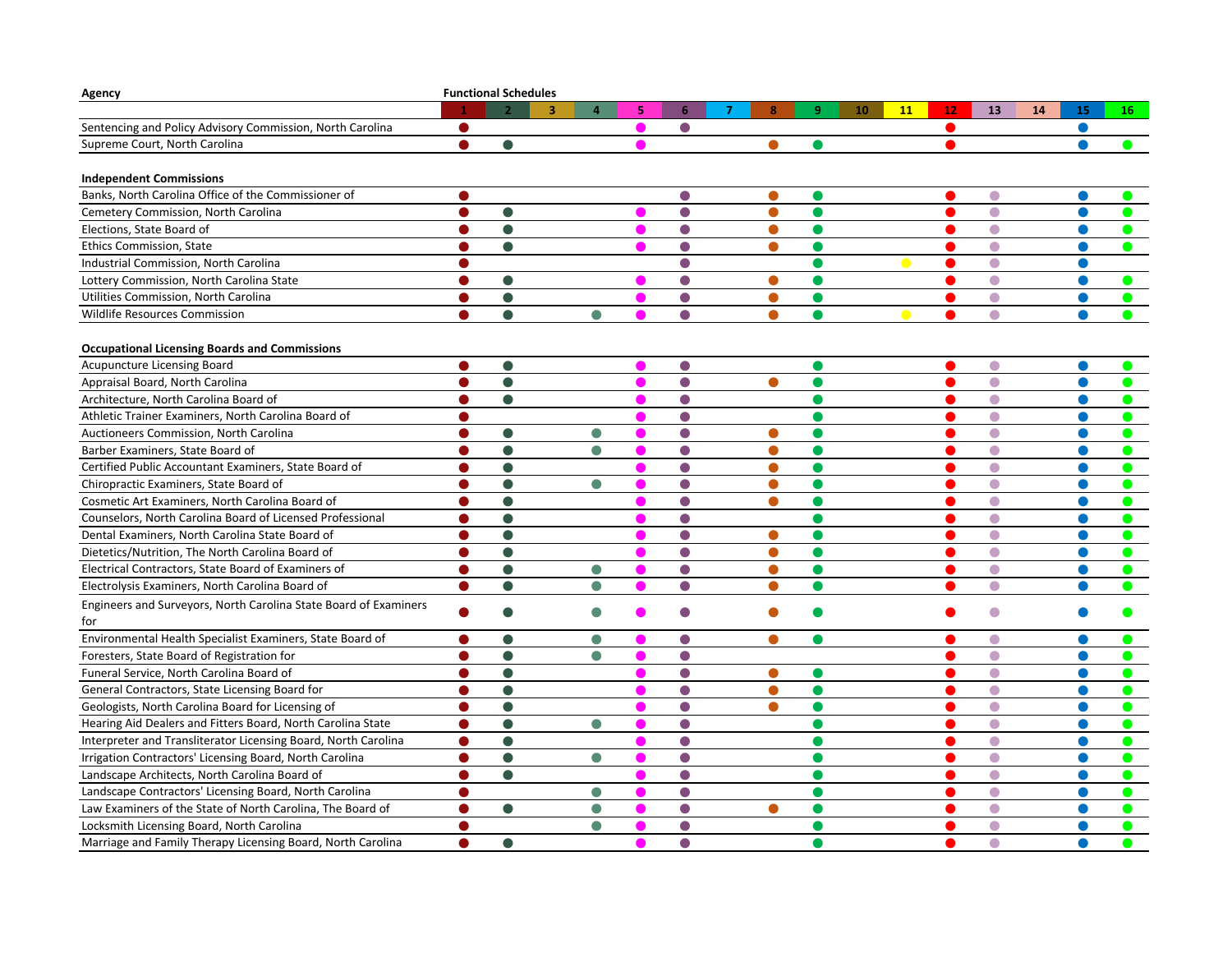| Agency | Functional Schedules | | | | | | | | | | | | | | | |
|---|---|---|---|---|---|---|---|---|---|---|---|---|---|---|---|---|
| | 1 | 2 | 3 | 4 | 5 | 6 | 7 | 8 | 9 | 10 | 11 | 12 | 13 | 14 | 15 | 16 |
| Sentencing and Policy Advisory Commission, North Carolina | ● | | | | ● | ● | | | | | | ● | | | ● | |
| Supreme Court, North Carolina | ● | ● | | | ● | | | ● | ● | | | ● | | | ● | ● |
| **Independent Commissions** | | | | | | | | | | | | | | | | |
| Banks, North Carolina Office of the Commissioner of | ● | | | | | ● | | ● | ● | | | ● | ● | | ● | ● |
| Cemetery Commission, North Carolina | ● | ● | | | ● | ● | | ● | ● | | | ● | ● | | ● | ● |
| Elections, State Board of | ● | ● | | | ● | ● | | ● | ● | | | ● | ● | | ● | ● |
| Ethics Commission, State | ● | ● | | | ● | ● | | ● | ● | | | ● | ● | | ● | ● |
| Industrial Commission, North Carolina | ● | | | | | ● | | | ● | | ● | ● | ● | | ● | |
| Lottery Commission, North Carolina State | ● | ● | | | ● | ● | | ● | ● | | | ● | ● | | ● | ● |
| Utilities Commission, North Carolina | ● | ● | | | ● | ● | | ● | ● | | | ● | ● | | ● | ● |
| Wildlife Resources Commission | ● | ● | | ● | ● | ● | | ● | ● | | ● | ● | ● | | ● | ● |
| **Occupational Licensing Boards and Commissions** | | | | | | | | | | | | | | | | |
| Acupuncture Licensing Board | ● | ● | | | ● | ● | | | ● | | | ● | ● | | ● | ● |
| Appraisal Board, North Carolina | ● | ● | | | ● | ● | | ● | ● | | | ● | ● | | ● | ● |
| Architecture, North Carolina Board of | ● | ● | | | ● | ● | | | ● | | | ● | ● | | ● | ● |
| Athletic Trainer Examiners, North Carolina Board of | ● | | | | ● | ● | | | ● | | | ● | ● | | ● | ● |
| Auctioneers Commission, North Carolina | ● | ● | | ● | ● | ● | | ● | ● | | | ● | ● | | ● | ● |
| Barber Examiners, State Board of | ● | ● | | ● | ● | ● | | ● | ● | | | ● | ● | | ● | ● |
| Certified Public Accountant Examiners, State Board of | ● | ● | | | ● | ● | | ● | ● | | | ● | ● | | ● | ● |
| Chiropractic Examiners, State Board of | ● | ● | | ● | ● | ● | | ● | ● | | | ● | ● | | ● | ● |
| Cosmetic Art Examiners, North Carolina Board of | ● | ● | | | ● | ● | | ● | ● | | | ● | ● | | ● | ● |
| Counselors, North Carolina Board of Licensed Professional | ● | ● | | | ● | ● | | | ● | | | ● | ● | | ● | ● |
| Dental Examiners, North Carolina State Board of | ● | ● | | | ● | ● | | ● | ● | | | ● | ● | | ● | ● |
| Dietetics/Nutrition, The North Carolina Board of | ● | ● | | | ● | ● | | ● | ● | | | ● | ● | | ● | ● |
| Electrical Contractors, State Board of Examiners of | ● | ● | | ● | ● | ● | | ● | ● | | | ● | ● | | ● | ● |
| Electrolysis Examiners, North Carolina Board of | ● | ● | | ● | ● | ● | | ● | ● | | | ● | ● | | ● | ● |
| Engineers and Surveyors, North Carolina State Board of Examiners for | ● | ● | | ● | ● | ● | | ● | ● | | | ● | ● | | ● | ● |
| Environmental Health Specialist Examiners, State Board of | ● | ● | | ● | ● | ● | | ● | ● | | | ● | ● | | ● | ● |
| Foresters, State Board of Registration for | ● | ● | | ● | ● | ● | | | | | | ● | ● | | ● | ● |
| Funeral Service, North Carolina Board of | ● | ● | | | ● | ● | | ● | ● | | | ● | ● | | ● | ● |
| General Contractors, State Licensing Board for | ● | ● | | | ● | ● | | ● | ● | | | ● | ● | | ● | ● |
| Geologists, North Carolina Board for Licensing of | ● | ● | | | ● | ● | | ● | ● | | | ● | ● | | ● | ● |
| Hearing Aid Dealers and Fitters Board, North Carolina State | ● | ● | | ● | ● | ● | | | ● | | | ● | ● | | ● | ● |
| Interpreter and Transliterator Licensing Board, North Carolina | ● | ● | | | ● | ● | | | ● | | | ● | ● | | ● | ● |
| Irrigation Contractors' Licensing Board, North Carolina | ● | ● | | ● | ● | ● | | | ● | | | ● | ● | | ● | ● |
| Landscape Architects, North Carolina Board of | ● | ● | | | ● | ● | | | ● | | | ● | ● | | ● | ● |
| Landscape Contractors' Licensing Board, North Carolina | ● | | | ● | ● | ● | | | ● | | | ● | ● | | ● | ● |
| Law Examiners of the State of North Carolina, The Board of | ● | ● | | ● | ● | ● | | ● | ● | | | ● | ● | | ● | ● |
| Locksmith Licensing Board, North Carolina | ● | | | ● | ● | ● | | | ● | | | ● | ● | | ● | ● |
| Marriage and Family Therapy Licensing Board, North Carolina | ● | ● | | | ● | ● | | | ● | | | ● | ● | | ● | ● |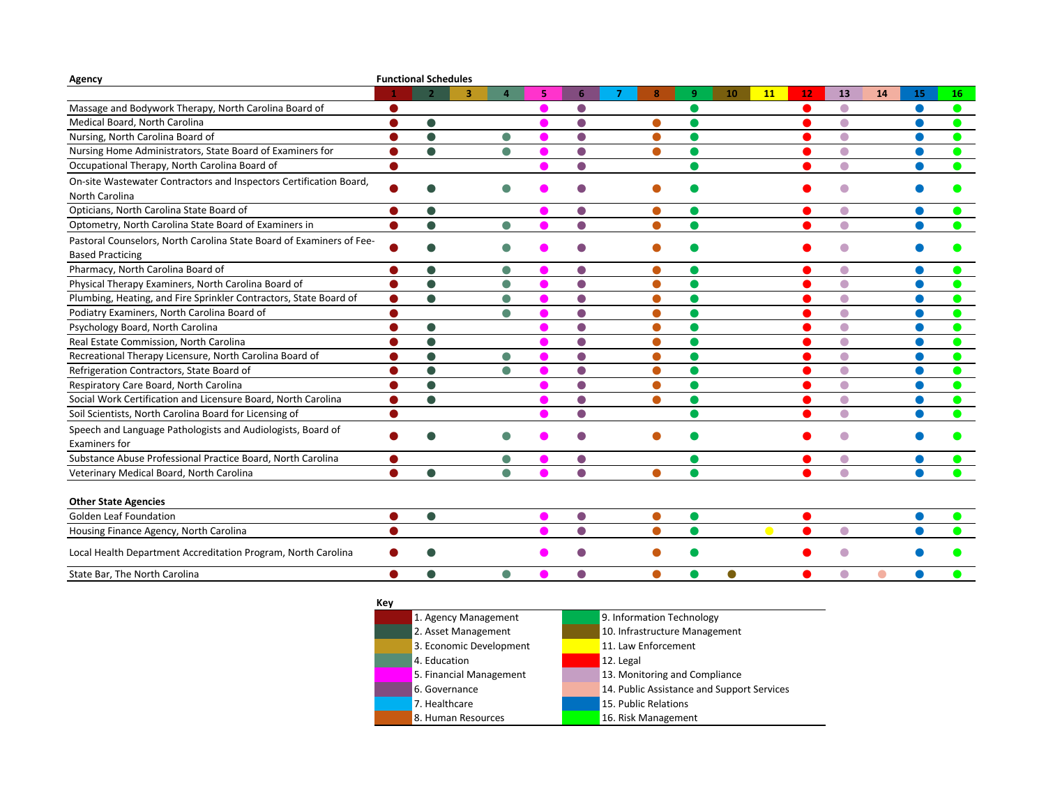| Agency | Functional Schedules | | | | | | | | | | | | | | | |
|---|---|---|---|---|---|---|---|---|---|---|---|---|---|---|---|---|
| | 1 | 2 | 3 | 4 | 5 | 6 | 7 | 8 | 9 | 10 | 11 | 12 | 13 | 14 | 15 | 16 |
| Massage and Bodywork Therapy, North Carolina Board of | ● | | | | ● | ● | | | ● | | | ● | ● | | ● | ● |
| Medical Board, North Carolina | ● | ● | | | ● | ● | | ● | ● | | | ● | ● | | ● | ● |
| Nursing, North Carolina Board of | ● | ● | | ● | ● | ● | | ● | ● | | | ● | ● | | ● | ● |
| Nursing Home Administrators, State Board of Examiners for | ● | ● | | ● | ● | ● | | ● | ● | | | ● | ● | | ● | ● |
| Occupational Therapy, North Carolina Board of | ● | | | | ● | ● | | | ● | | | ● | ● | | ● | ● |
| On-site Wastewater Contractors and Inspectors Certification Board, North Carolina | ● | ● | | ● | ● | ● | | ● | ● | | | ● | ● | | ● | ● |
| Opticians, North Carolina State Board of | ● | ● | | | ● | ● | | ● | ● | | | ● | ● | | ● | ● |
| Optometry, North Carolina State Board of Examiners in | ● | ● | | ● | ● | ● | | ● | ● | | | ● | ● | | ● | ● |
| Pastoral Counselors, North Carolina State Board of Examiners of Fee-Based Practicing | ● | ● | | ● | ● | ● | | ● | ● | | | ● | ● | | ● | ● |
| Pharmacy, North Carolina Board of | ● | ● | | ● | ● | ● | | ● | ● | | | ● | ● | | ● | ● |
| Physical Therapy Examiners, North Carolina Board of | ● | ● | | ● | ● | ● | | ● | ● | | | ● | ● | | ● | ● |
| Plumbing, Heating, and Fire Sprinkler Contractors, State Board of | ● | ● | | ● | ● | ● | | ● | ● | | | ● | ● | | ● | ● |
| Podiatry Examiners, North Carolina Board of | ● | | | ● | ● | ● | | ● | ● | | | ● | ● | | ● | ● |
| Psychology Board, North Carolina | ● | ● | | | ● | ● | | ● | ● | | | ● | ● | | ● | ● |
| Real Estate Commission, North Carolina | ● | ● | | | ● | ● | | ● | ● | | | ● | ● | | ● | ● |
| Recreational Therapy Licensure, North Carolina Board of | ● | ● | | ● | ● | ● | | ● | ● | | | ● | ● | | ● | ● |
| Refrigeration Contractors, State Board of | ● | ● | | ● | ● | ● | | ● | ● | | | ● | ● | | ● | ● |
| Respiratory Care Board, North Carolina | ● | ● | | | ● | ● | | ● | ● | | | ● | ● | | ● | ● |
| Social Work Certification and Licensure Board, North Carolina | ● | ● | | | ● | ● | | ● | ● | | | ● | ● | | ● | ● |
| Soil Scientists, North Carolina Board for Licensing of | ● | | | | ● | ● | | | ● | | | ● | ● | | ● | ● |
| Speech and Language Pathologists and Audiologists, Board of Examiners for | ● | ● | | ● | ● | ● | | ● | ● | | | ● | ● | | ● | ● |
| Substance Abuse Professional Practice Board, North Carolina | ● | | | ● | ● | ● | | | ● | | | ● | ● | | ● | ● |
| Veterinary Medical Board, North Carolina | ● | ● | | ● | ● | ● | | ● | ● | | | ● | ● | | ● | ● |
| **Other State Agencies** | | | | | | | | | | | | | | | | |
| Golden Leaf Foundation | ● | ● | | | ● | ● | | ● | ● | | | ● | | | ● | ● |
| Housing Finance Agency, North Carolina | ● | | | | ● | ● | | ● | ● | | ● | ● | ● | | ● | ● |
| Local Health Department Accreditation Program, North Carolina | ● | ● | | | ● | ● | | ● | ● | | | ● | ● | | ● | ● |
| State Bar, The North Carolina | ● | ● | | ● | ● | ● | | ● | ● | ● | | ● | ● | ● | ● | ● |

**Key**

| | |
|---|---|
| 1. Agency Management | 9. Information Technology |
| 2. Asset Management | 10. Infrastructure Management |
| 3. Economic Development | 11. Law Enforcement |
| 4. Education | 12. Legal |
| 5. Financial Management | 13. Monitoring and Compliance |
| 6. Governance | 14. Public Assistance and Support Services |
| 7. Healthcare | 15. Public Relations |
| 8. Human Resources | 16. Risk Management |